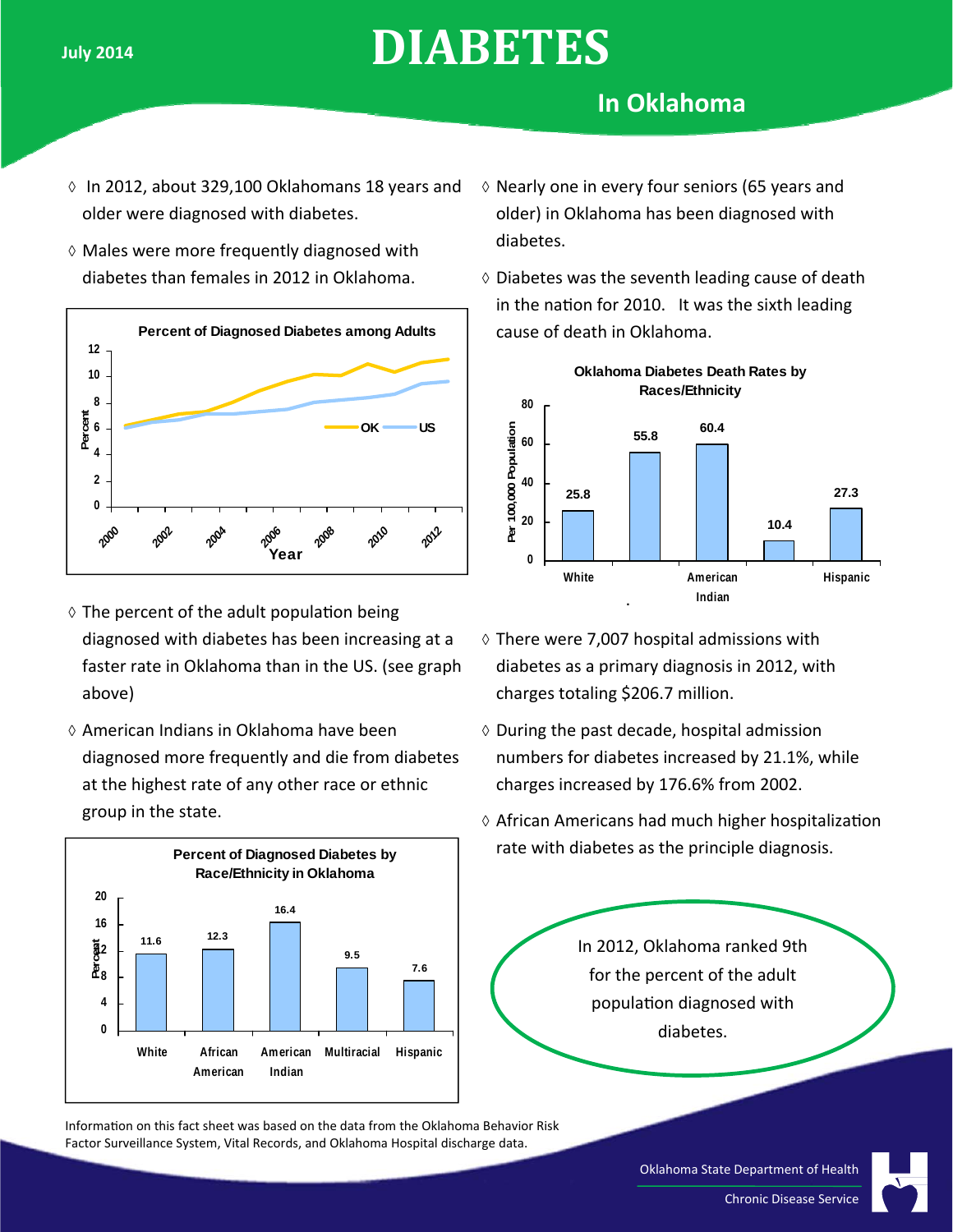July 2014

# DIABETES

## In Oklahoma

- In 2012, about 329,100 Oklahomans 18 years and older were diagnosed with diabetes.
- Males were more frequently diagnosed with diabetes than females in 2012 in Oklahoma.

**Percent of Diagnosed Diabetes among Adults**

Percent

12
10
8
6
4
2
0

2000
2002
2004
2006
2008
2010
2012

Year

OK
US

- The percent of the adult population being diagnosed with diabetes has been increasing at a faster rate in Oklahoma than in the US. (see graph above)
- American Indians in Oklahoma have been diagnosed more frequently and die from diabetes at the highest rate of any other race or ethnic group in the state.

**Percent of Diagnosed Diabetes by Race/Ethnicity in Oklahoma**

Percent

20
16
12
8
4
0

11.6
12.3
16.4
9.5
7.6

White
African American
American Indian
Multiracial
Hispanic

- Nearly one in every four seniors (65 years and older) in Oklahoma has been diagnosed with diabetes.
- Diabetes was the seventh leading cause of death in the nation for 2010. It was the sixth leading cause of death in Oklahoma.

**Oklahoma Diabetes Death Rates by Races/Ethnicity**

Per 100,000 Population

80
60
40
20
0

25.8
55.8
60.4
10.4
27.3

White
American Indian
Hispanic

- There were 7,007 hospital admissions with diabetes as a primary diagnosis in 2012, with charges totaling $206.7 million.
- During the past decade, hospital admission numbers for diabetes increased by 21.1%, while charges increased by 176.6% from 2002.
- African Americans had much higher hospitalization rate with diabetes as the principle diagnosis.

In 2012, Oklahoma ranked 9th for the percent of the adult population diagnosed with diabetes.

Information on this fact sheet was based on the data from the Oklahoma Behavior Risk Factor Surveillance System, Vital Records, and Oklahoma Hospital discharge data.

Oklahoma State Department of Health

Chronic Disease Service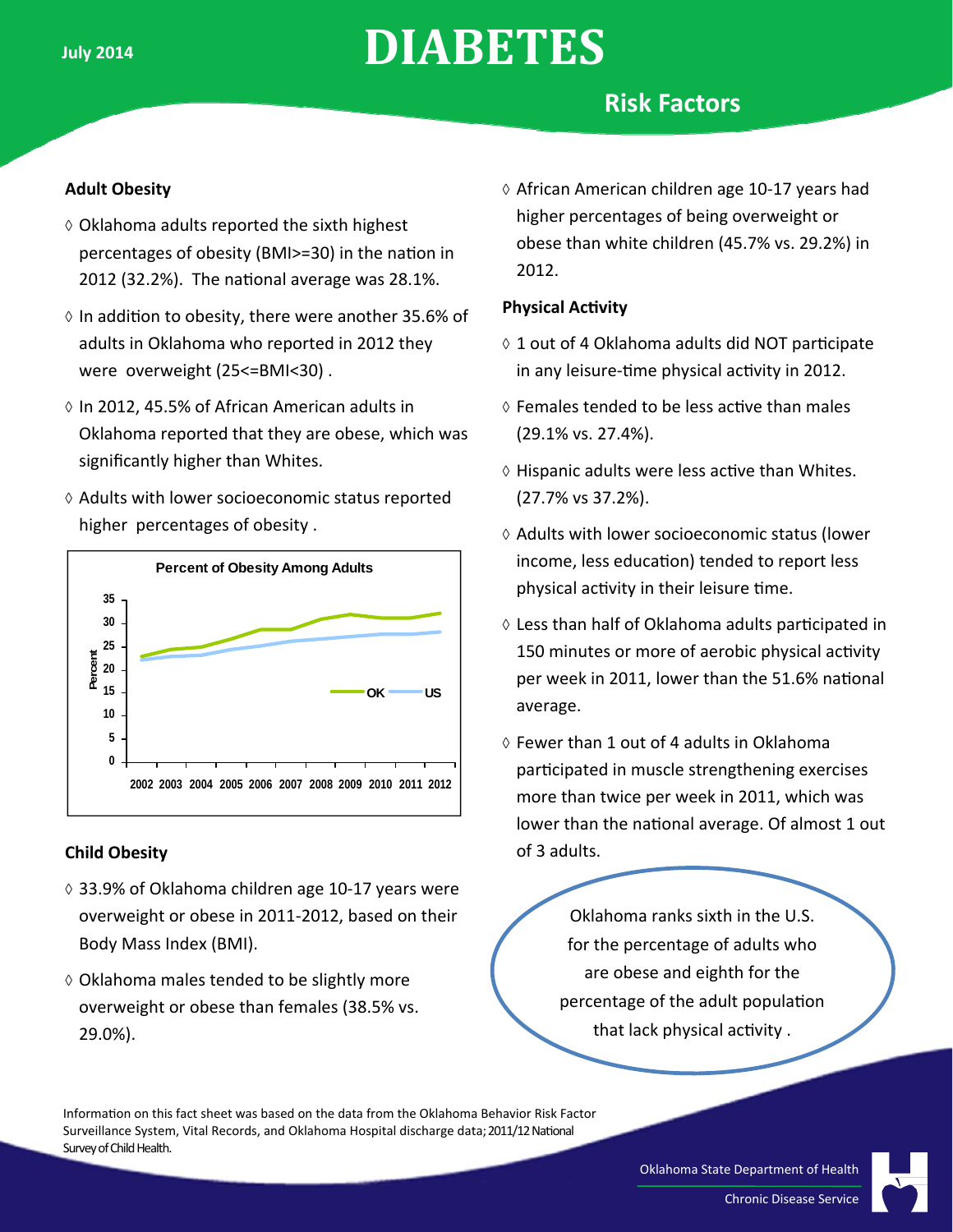July 2014

# DIABETES

## Risk Factors

### Adult Obesity

- ◊ Oklahoma adults reported the sixth highest percentages of obesity (BMI>=30) in the nation in 2012 (32.2%). The national average was 28.1%.
- ◊ In addition to obesity, there were another 35.6% of adults in Oklahoma who reported in 2012 they were overweight (25<=BMI<30) .
- ◊ In 2012, 45.5% of African American adults in Oklahoma reported that they are obese, which was significantly higher than Whites.
- ◊ Adults with lower socioeconomic status reported higher percentages of obesity .

Percent of Obesity Among Adults

Percent

35
30
25
20
15
10
5
0

2002 2003 2004 2005 2006 2007 2008 2009 2010 2011 2012

OK US

### Child Obesity

- ◊ 33.9% of Oklahoma children age 10-17 years were overweight or obese in 2011-2012, based on their Body Mass Index (BMI).
- ◊ Oklahoma males tended to be slightly more overweight or obese than females (38.5% vs. 29.0%).
- ◊ African American children age 10-17 years had higher percentages of being overweight or obese than white children (45.7% vs. 29.2%) in 2012.

### Physical Activity

- ◊ 1 out of 4 Oklahoma adults did NOT participate in any leisure-time physical activity in 2012.
- ◊ Females tended to be less active than males (29.1% vs. 27.4%).
- ◊ Hispanic adults were less active than Whites. (27.7% vs 37.2%).
- ◊ Adults with lower socioeconomic status (lower income, less education) tended to report less physical activity in their leisure time.
- ◊ Less than half of Oklahoma adults participated in 150 minutes or more of aerobic physical activity per week in 2011, lower than the 51.6% national average.
- ◊ Fewer than 1 out of 4 adults in Oklahoma participated in muscle strengthening exercises more than twice per week in 2011, which was lower than the national average. Of almost 1 out of 3 adults.

Oklahoma ranks sixth in the U.S. for the percentage of adults who are obese and eighth for the percentage of the adult population that lack physical activity .

Information on this fact sheet was based on the data from the Oklahoma Behavior Risk Factor Surveillance System, Vital Records, and Oklahoma Hospital discharge data; 2011/12 National Survey of Child Health.

Oklahoma State Department of Health

Chronic Disease Service